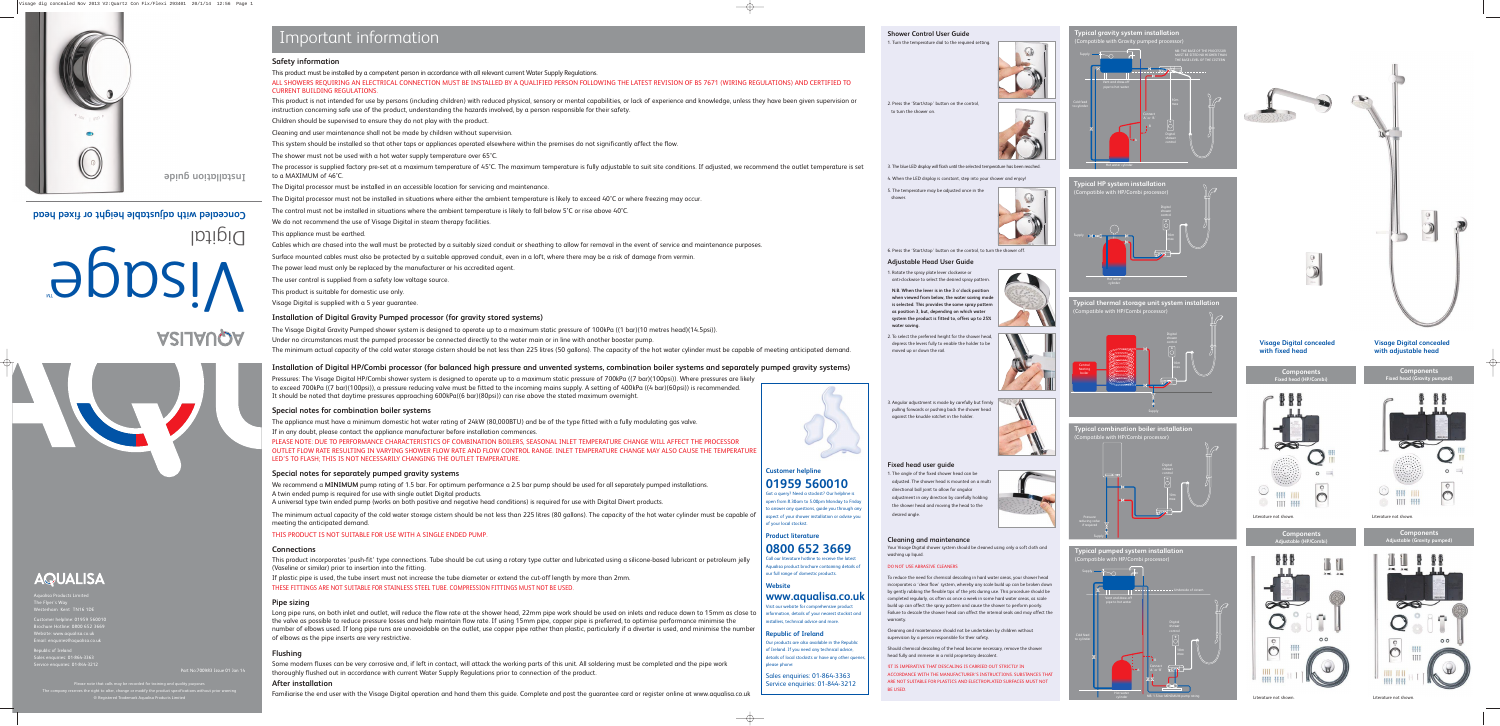# Important information

## Safety information

This product must be installed by a competent person in accordance with all relevant current Water Supply Regulations.

ALL SHOWERS REQUIRING AN ELECTRICAL CONNECTION MUST BE INSTALLED BY A QUALIFIED PERSON FOLLOWING THE LATEST REVISION OF BS 7671 (WIRING REGULATIONS) AND CERTIFIED TO CURRENT BUILDING REGULATIONS.

This product is not intended for use by persons (including children) with reduced physical, sensory or mental capabilities, or lack of experience and knowledge, unless they have been given supervision or instruction concerning safe use of the product, understanding the hazards involved, by a person responsible for their safety.

Children should be supervised to ensure they do not play with the product.

Cleaning and user maintenance shall not be made by children without supervision.

This system should be installed so that other taps or appliances operated elsewhere within the premises do not significantly affect the flow.

The shower must not be used with a hot water supply temperature over 65°C.

The processor is supplied factory pre-set at a maximum temperature of 45°C. The maximum temperature is fully adjustable to suit site conditions. If adjusted, we recommend the outlet temperature is set to a MAXIMUM of 46°C.

The Digital processor must be installed in an accessible location for servicing and maintenance.

The Digital processor must not be installed in situations where either the ambient temperature is likely to exceed 40°C or where freezing may occur.

The control must not be installed in situations where the ambient temperature is likely to fall below 5°C or rise above 40°C.

We do not recommend the use of Visage Digital in steam therapy facilities.

This appliance must be earthed.

Cables which are chased into the wall must be protected by a suitably sized conduit or sheathing to allow for removal in the event of service and maintenance purposes.

Surface mounted cables must also be protected by a suitable approved conduit, even in a loft, where there may be a risk of damage from vermin.

The power lead must only be replaced by the manufacturer or his accredited agent.

The user control is supplied from a safety low voltage source.

This product is suitable for domestic use only.

Visage Digital is supplied with a 5 year guarantee.

## Installation of Digital Gravity Pumped processor (for gravity stored systems)

The Visage Digital Gravity Pumped shower system is designed to operate up to a maximum static pressure of 100kPa ((1 bar)(10 metres head)(14.5psi)).

Under no circumstances must the pumped processor be connected directly to the water main or in line with another booster pump.

The minimum actual capacity of the cold water storage cistern should be not less than 225 litres (50 gallons). The capacity of the hot water cylinder must be capable of meeting anticipated demand.

## Installation of Digital HP/Combi processor (for balanced high pressure and unvented systems, combination boiler systems and separately pumped gravity systems)

Pressures: The Visage Digital HP/Combi shower system is designed to operate up to a maximum static pressure of 700kPa ((7 bar)(100psi)). Where pressures are likely to exceed 700kPa ((7 bar)(100psi)), a pressure reducing valve must be fitted to the incoming mains supply. A setting of 400kPa ((4 bar)(60psi)) is recommended. It should be noted that daytime pressures approaching 600kPa((6 bar)(80psi)) can rise above the stated maximum overnight.

## Special notes for combination boiler systems

The appliance must have a minimum domestic hot water rating of 24kW (80,000BTU) and be of the type fitted with a fully modulating gas valve.

If in any doubt, please contact the appliance manufacturer before installation commences.

PLEASE NOTE: DUE TO PERFORMANCE CHARACTERISTICS OF COMBINATION BOILERS, SEASONAL INLET TEMPERATURE CHANGE WILL AFFECT THE PROCESSOR OUTLET FLOW RATE RESULTING IN VARYING SHOWER FLOW RATE AND FLOW CONTROL RANGE. INLET TEMPERATURE CHANGE MAY ALSO CAUSE THE TEMPERATURE LED'S TO FLASH; THIS IS NOT NECESSARILY CHANGING THE OUTLET TEMPERATURE.

## Special notes for separately pumped gravity systems

We recommend a **MINIMUM** pump rating of 1.5 bar. For optimum performance a 2.5 bar pump should be used for all separately pumped installations.

A twin ended pump is required for use with single outlet Digital products.

A universal type twin ended pump (works on both positive and negative head conditions) is required for use with Digital Divert products.

The minimum actual capacity of the cold water storage cistern should be not less than 225 litres (80 gallons). The capacity of the hot water cylinder must be capable of meeting the anticipated demand.

THIS PRODUCT IS NOT SUITABLE FOR USE WITH A SINGLE ENDED PUMP.

## Connections

This product incorporates 'push-fit' type connections. Tube should be cut using a rotary type cutter and lubricated using a silicone-based lubricant or petroleum jelly (Vaseline or similar) prior to insertion into the fitting.

If plastic pipe is used, the tube insert must not increase the tube diameter or extend the cut-off length by more than 2mm.

THESE FITTINGS ARE NOT SUITABLE FOR STAINLESS STEEL TUBE. COMPRESSION FITTINGS MUST NOT BE USED.

## Pipe sizing

Long pipe runs, on both inlet and outlet, will reduce the flow rate at the shower head, 22mm pipe work should be used on inlets and reduce down to 15mm as close to the valve as possible to reduce pressure losses and help maintain flow rate. If using 15mm pipe, copper pipe is preferred, to optimise performance minimise the number of elbows used. If long pipe runs are unavoidable on the outlet, use copper pipe rather than plastic, particularly if a diverter is used, and minimise the number of elbows as the pipe inserts are very restrictive.

## Flushing

Some modern fluxes can be very corrosive and, if left in contact, will attack the working parts of this unit. All soldering must be completed and the pipe work thoroughly flushed out in accordance with current Water Supply Regulations prior to connection of the product.

## After installation

Familiarise the end user with the Visage Digital operation and hand them this guide. Complete and post the guarantee card or register online at www.aqualisa.co.uk

### Customer helpline
**01959 560010**

Got a query? Need a stockist? Our helpline is open from 8.00am to 5.00pm Monday to Friday to answer any questions, guide you through any aspect of your shower installation or advise you of your local stockist.

### Product literature
**0800 652 3669**

Call our literature hotline to receive the latest Aqualisa product brochure containing details of our full range of domestic products.

### Website
**www.aqualisa.co.uk**

Visit our website for comprehensive product information, details of your nearest stockist and installer, technical advice and more.

### Republic of Ireland

Our products are also available in the Republic of Ireland. If you need any technical advice, details of local stockists or have any other queries, please phone:

Sales enquiries: 01-864-3363
Service enquiries: 01-864-3212

AQUALISA

Aqualisa Products Limited
The Flyer's Way
Westerham, Kent TN16 1DE

Customer helpline: 01959 560010
Brochure hotline: 0800 652 3669
Website: www.aqualisa.co.uk
Email: enquiries@aqualisa.co.uk

Republic of Ireland
Sales enquiries: 01-864-3363
Service enquiries: 01-864-3212

Part No 700901 Issue 01 Jan 14

Please note that calls may be recorded for training and quality purposes.
The company reserves the right to alter, change or modify the product specifications without prior warning.
® Registered Trademark Aqualisa Products Limited

AQUALISA
Visage™ Digital
Concealed with adjustable height or fixed head
Installation guide

## Shower Control User Guide

1. Turn the temperature dial to the required setting.
2. Press the 'Start/stop' button on the control, to turn the shower on.
3. The blue LED display will flash until the selected temperature has been reached.
4. When the LED display is constant, step into your shower and enjoy!
5. The temperature may be adjusted once in the shower.
6. Press the 'Start/stop' button on the control, to turn the shower off.

## Adjustable Head User Guide

1. Rotate the spray plate lever clockwise or anti-clockwise to select the desired spray pattern.

**N.B. When the lever is in the 3 o'clock position when viewed from below, the water saving mode is selected. This provides the same spray pattern as position 2, but, depending on which water system the product is fitted to, offers up to 25% water saving.**

2. To select the preferred height for the shower head, depress the lever fully to enable the holder to be moved up or down the rail.
3. Angular adjustment is made by carefully but firmly pulling forwards or pushing back the shower head against the knuckle ratchet in the holder.

## Fixed head user guide

1. The angle of the fixed shower head can be adjusted. The shower head is mounted on a multi directional ball joint to allow for angular adjustment in any direction by carefully holding the shower head and moving the head to the desired angle.

## Cleaning and maintenance

Your Visage Digital shower system should be cleaned using only a soft cloth and washing up liquid.

DO NOT USE ABRASIVE CLEANERS.

To reduce the need for chemical descaling in hard water areas, your shower head incorporates a 'clean flow' system; whereby any scale build up can be broken down by gently rubbing the flexible tips of the jets during use. This procedure should be completed regularly, as often as once a week in some hard water areas, as scale build up can affect the spray pattern and cause the shower to perform poorly. Failure to descale the shower head can affect the internal seals and may affect the warranty.

Cleaning and maintenance should not be undertaken by children without supervision by a person responsible for their safety.

Should chemical descaling of the head become necessary, remove the shower head fully and immerse in a mild proprietary descalent.

IT IS IMPERATIVE THAT DESCALING IS CARRIED OUT STRICTLY IN ACCORDANCE WITH THE MANUFACTURER'S INSTRUCTIONS. SUBSTANCES THAT ARE NOT SUITABLE FOR PLASTICS AND ELECTROPLATED SURFACES MUST NOT BE USED.

### Typical gravity system installation
(Compatible with Gravity pumped processor)

### Typical HP system installation
(Compatible with HP/Combi processor)

### Typical thermal storage unit system installation
(Compatible with HP/Combi processor)

### Typical combination boiler installation
(Compatible with HP/Combi processor)

### Typical pumped system installation
(Compatible with HP/Combi processor)

### Visage Digital concealed with fixed head

**Components**
Fixed head (HP/Combi)

Literature not shown

**Components**
Adjustable (HP/Combi)

Literature not shown

### Visage Digital concealed with adjustable head

**Components**
Fixed head (Gravity pumped)

Literature not shown

**Components**
Adjustable (Gravity pumped)

Literature not shown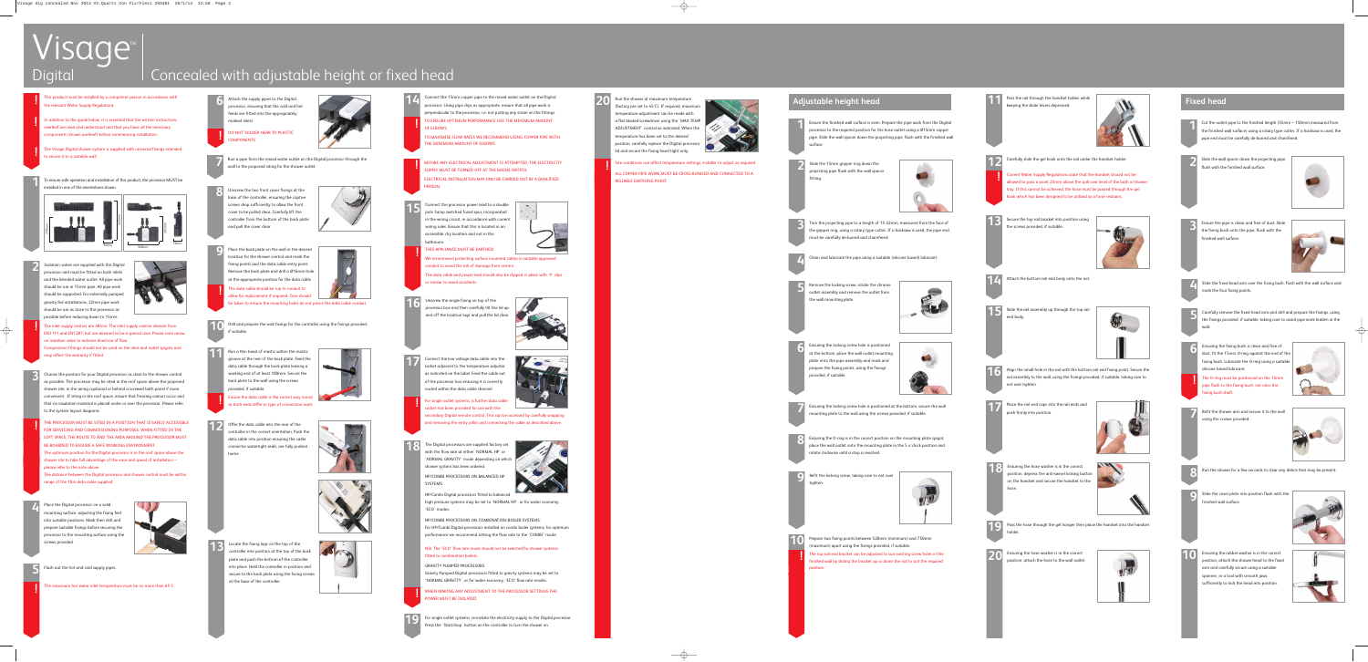# Visage™ Digital

## Concealed with adjustable height or fixed head

! This product must be installed by a competent person in accordance with the relevant Water Supply Regulations.

! In addition to the guide below, it is essential that the written instructions overleaf are read and understood and that you have all the necessary components (shown overleaf) before commencing installation.

! The Visage Digital shower system is supplied with universal fixings intended to secure it to a suitable wall.

**1** To ensure safe operation and installation of this product, the processor MUST be installed in one of the orientations shown.

**2** Isolation valves are supplied with the Digital processor and must be fitted on both inlets and the blended water outlet. All pipe work should be run in 15mm pipe. All pipe work should be supported. For externally pumped gravity fed installations, 22mm pipe work should be run as close to the processor as possible before reducing down to 15mm.

! The inlet supply controls are 48mm. The inlet supply centres deviate from EN1111 and EN1287 but are deemed to be a special case. Please note views on isolation valve to indicate direction of flow. Compression fittings should not be used on the inlet and outlet spigots and may affect the warranty if fitted.

**3** Choose the position for your Digital processor as close to the shower control as possible. The processor may be sited in the roof space above the proposed shower site, in the airing cupboard or behind a screwed bath panel if more convenient. If siting in the roof space, ensure that freezing cannot occur and that no insulation material is placed under or over the processor. Please refer to the system layout diagrams.

! THE PROCESSOR MUST BE SITED IN A POSITION THAT IS SAFELY ACCESSIBLE FOR SERVICING AND COMMISSIONING PURPOSES. WHEN FITTED IN THE LOFT SPACE, THE ROUTE TO AND THIS AREA AROUND THE PROCESSOR MUST BE BOARDED TO ENSURE A SAFE WORKING ENVIRONMENT.
The optimum position for the Digital processor is in the roof space above the shower site to take full advantage of the ease and speed of installation – please refer to the note above.
The distance between the Digital processor and shower control must be within range of the 10m data cable supplied.

**4** Place the Digital processor on a solid mounting surface, adjusting the fixing feet into suitable positions. Mark then drill and prepare suitable fixings before securing the processor to the mounting surface using the screws provided.

**5** Flush out the hot and cold supply pipes.

! The maximum hot water inlet temperature must be no more than 65°C.

**6** Attach the supply pipes to the Digital processor, ensuring that the cold and hot feeds are fitted into the appropriately marked inlets.

! DO NOT SOLDER NEAR TO PLASTIC COMPONENTS.

**7** Run a pipe from the mixed water outlet on the Digital processor through the wall to the proposed siting for the shower outlet.

**8** Unscrew the two front cover fixings at the base of the controller, ensuring the captive screws drop sufficiently to allow the front cover to be pulled clear. Carefully lift the controller from the bottom of the back plate and pull the cover clear.

**9** Place the back plate on the wall in the desired location for the shower control and mark the fixing points and the data cable entry point. Remove the back plate and drill a Ø16mm hole of the appropriate position for the data cable.

! The data cable should be run in conduit to allow for replacement if required. Care should be taken to ensure the mounting holes do not pierce the data cable conduit.

**10** Drill and prepare the wall fixings for the controller using the fixings provided, if suitable.

**11** Run a thin bead of mastic within the mastic groove at the rear of the back plate. Feed the data cable through the back plate leaving a working end of at least 100mm. Secure the back plate to the wall using the screws provided, if suitable.

! Ensure the data cable is the correct way round as both ends differ in type of connection used.

**12** Offer the data cable into the rear of the controller in the correct orientation. Push the data cable into position ensuring the cable connector watertight seals are fully pushed home.

**13** Locate the fixing lugs on the top of the controller into position at the top of the back plate and push the bottom of the controller into place. Hold the controller in position and secure to the back plate using the fixing screws at the base of the controller.

**14** Connect the 15mm copper pipe to the mixed water outlet on the Digital processor. Using pipe clips as appropriate, ensure that all pipe work is perpendicular to the processor, i.e. not putting any strain on the fittings. TO ENSURE OPTIMUM PERFORMANCE USE THE MINIMUM AMOUNT OF ELBOWS.
TO MAXIMISE FLOW RATES WE RECOMMEND USING COPPER PIPE WITH THE MINIMUM AMOUNT OF ELBOWS.

! BEFORE ANY ELECTRICAL ADJUSTMENT IS ATTEMPTED, THE ELECTRICITY SUPPLY MUST BE TURNED OFF AT THE MAINS SWITCH.
ELECTRICAL INSTALLATION MAY ONLY BE CARRIED OUT BY A QUALIFIED PERSON.

**15** Connect the processor power lead to a double pole (fused) switched fused spur, incorporated in the wiring circuit, in accordance with current wiring rules. Ensure that this is located in an accessible, dry location and not in the bathroom.
THIS APPLIANCE MUST BE EARTHED.

! We recommend protecting surface mounted cables in suitable approved conduit to avoid the risk of damage from vermin.
The data cable and power lead should also be clipped in place with 'P' clips or similar to avoid accidents.

**16** Unscrew the single fixing on top of the processor box and then carefully lift the lid up and off the location lugs and pull the lid clear.

**17** Connect the low voltage data cable into the socket adjacent to the temperature adjuster as indicated on the label. Feed the cable out of the processor box ensuring it is correctly routed within the data cable channel.

! For single outlet systems, a further data cable socket has been provided for use with the secondary Digital remote control. This can be accessed by carefully snapping and removing the entry pillar and connecting the cable as described above.

**18** The Digital processors are supplied factory set with the flow rate at either 'NORMAL HP' or 'NORMAL GRAVITY' mode depending on which shower system has been ordered.
HP/COMBI PROCESSORS ON BALANCED HP SYSTEMS:
HP/Combi Digital processors fitted to balanced high pressure systems may be set to 'NORMAL HP', or for water economy, 'ECO' modes.
HP/COMBI PROCESSORS ON COMBINATION BOILER SYSTEMS:
For HP/Combi Digital processors installed on combi boiler systems, for optimum performance we recommend setting the flow rate to the 'COMBI' mode.

N.B. The 'ECO' flow rate mode should not be selected for shower systems fitted to combination boilers.

GRAVITY PUMPED PROCESSORS:
Gravity Pumped Digital processors fitted to gravity systems may be set to 'NORMAL GRAVITY', or for water economy, 'ECO' flow rate modes.

! WHEN MAKING ANY ADJUSTMENT TO THE PROCESSOR SETTINGS THE POWER MUST BE ISOLATED.

**19** For single outlet systems, reinstate the electricity supply to the Digital processor. Press the 'Start/stop' button on the controller to turn the shower on.

**20** Run the shower at maximum temperature (factory pre-set to 45°C). If required, maximum temperature adjustment can be made with a flat bladed screwdriver using the 'MAX TEMP ADJUSTMENT' control as indicated. When the temperature has been set to the desired position, carefully replace the Digital processor lid and secure the fixing head tight only.

! Site conditions can affect temperature settings (variable to adjust as required).
ALL COPPER PIPE WORK MUST BE CROSS-BONDED AND CONNECTED TO A RELIABLE EARTHING POINT.

## Adjustable height head

**1** Ensure the finished wall surface is even. Prepare the pipe work from the Digital processor to the required position for the hose outlet using a Ø15mm copper pipe. Slide the wall spacer down the projecting pipe, flush with the finished wall surface.

**2** Slide the 15mm gripper ring down the projecting pipe flush with the wall spacer fitting.

**3** Trim the projecting pipe to a length of 15-22mm, measured from the face of the gripper ring, using a rotary type cutter. If a hacksaw is used, the pipe end must be carefully de-burred and chamfered.

**4** Clean and lubricate the pipe using a suitable (silicone based) lubricant.

**5** Remove the locking screw, rotate the chrome outlet assembly and remove the outlet from the wall mounting plate.

**6** Ensuring the locking screw hole is positioned at the bottom, place the wall outlet mounting plate onto the pipe assembly and mark and prepare the fixing points, using the fixings provided, if suitable.

**7** Ensuring the locking screw hole is positioned at the bottom, secure the wall mounting plate to the wall using the screws provided, if suitable.

**8** Ensuring the O-ring is in the correct position on the mounting plate spigot, place the wall outlet onto the mounting plate in the 5 o'clock position and rotate clockwise until a stop is reached.

**9** Refit the locking screw, taking care to not over tighten.

**10** Prepare two fixing points between 528mm (minimum) and 738mm (maximum) apart using the fixings provided, if suitable.

! The top rail end bracket can be adjusted to suit existing screw holes in the finished wall by sliding the bracket up or down the rail to suit the required position.

**11** Pass the rail through the handset holder while keeping the slider levers depressed.

**12** Carefully slide the gel hook onto the rail under the handset holder.

! Current Water Supply Regulations state that the handset should not be allowed to pass a point 25mm above the spill over level of the bath or shower tray. If this cannot be achieved, the hose must be passed through the gel hook which has been designed to be utilised as a hose restraint.

**13** Secure the top rail bracket into position using the screws provided, if suitable.

**14** Attach the bottom rail end body onto the rail.

**15** Slide the rail assembly up through the top rail end body.

**16** Align the small hole in the rail with the bottom rail end fixing point. Secure the rail assembly to the wall, using the fixings provided, if suitable, taking care to not over-tighten.

**17** Place the rail end caps into the rail ends and push firmly into position.

**18** Ensuring the hose washer is in the correct position, depress the anti-swivel locking button on the handset and secure the handset to the hose.

**19** Pass the hose through the gel hanger then place the handset into the handset holder.

**20** Ensuring the hose washer is in the correct position, attach the hose to the wall outlet.

## Fixed head

**1** Cut the outlet pipe to the finished length (55mm – 150mm measured from the finished wall surface) using a rotary type cutter. If a hacksaw is used, the pipe end must be carefully deburred and chamfered.

**2** Slide the wall spacer down the projecting pipe, flush with the finished wall surface.

**3** Ensure the pipe is clean and free of dust. Slide the fixing bush onto the pipe, flush with the finished wall surface.

**4** Slide the fixed head arm over the fixing bush, flush with the wall surface and mark the four fixing points.

**5** Carefully remove the fixed head arm and drill and prepare the fixings, using the fixings provided, if suitable, taking care to avoid pipe work hidden in the wall.

**6** Ensuring the fixing bush is clean and free of dust, fit the 15mm O-ring against the end of the fixing bush. Lubricate the O-ring using a suitable silicone based lubricant.

! The O-ring must be positioned on the 15mm pipe flush to the fixing bush not onto the fixing bush shaft.

**7** Refit the shower arm and secure it to the wall using the screws provided.

**8** Run the shower for a few seconds to clear any debris that may be present.

**9** Slide the cover plate into position flush with the finished wall surface.

**10** Ensuring the rubber washer is in the correct position, attach the shower head to the fixed arm and carefully secure using a suitable spanner, or a tool with smooth jaws sufficiently to lock the head into position.